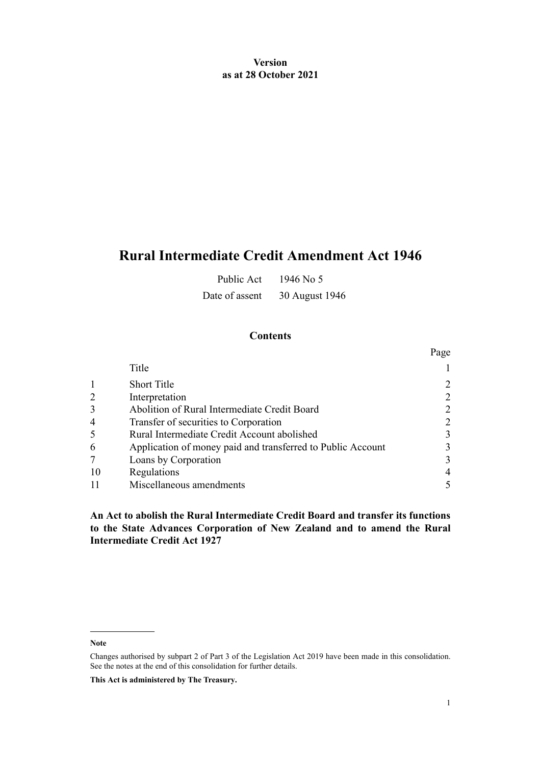**Version**
**as at 28 October 2021**

# Rural Intermediate Credit Amendment Act 1946

| | |
|---|---|
| Public Act | 1946 No 5 |
| Date of assent | 30 August 1946 |

## Contents

| | | Page |
|---|---|---|
| | Title | 1 |
| 1 | Short Title | 2 |
| 2 | Interpretation | 2 |
| 3 | Abolition of Rural Intermediate Credit Board | 2 |
| 4 | Transfer of securities to Corporation | 2 |
| 5 | Rural Intermediate Credit Account abolished | 3 |
| 6 | Application of money paid and transferred to Public Account | 3 |
| 7 | Loans by Corporation | 3 |
| 10 | Regulations | 4 |
| 11 | Miscellaneous amendments | 5 |

**An Act to abolish the Rural Intermediate Credit Board and transfer its functions to the State Advances Corporation of New Zealand and to amend the Rural Intermediate Credit Act 1927**

---

**Note**

Changes authorised by subpart 2 of Part 3 of the Legislation Act 2019 have been made in this consolidation. See the notes at the end of this consolidation for further details.

**This Act is administered by The Treasury.**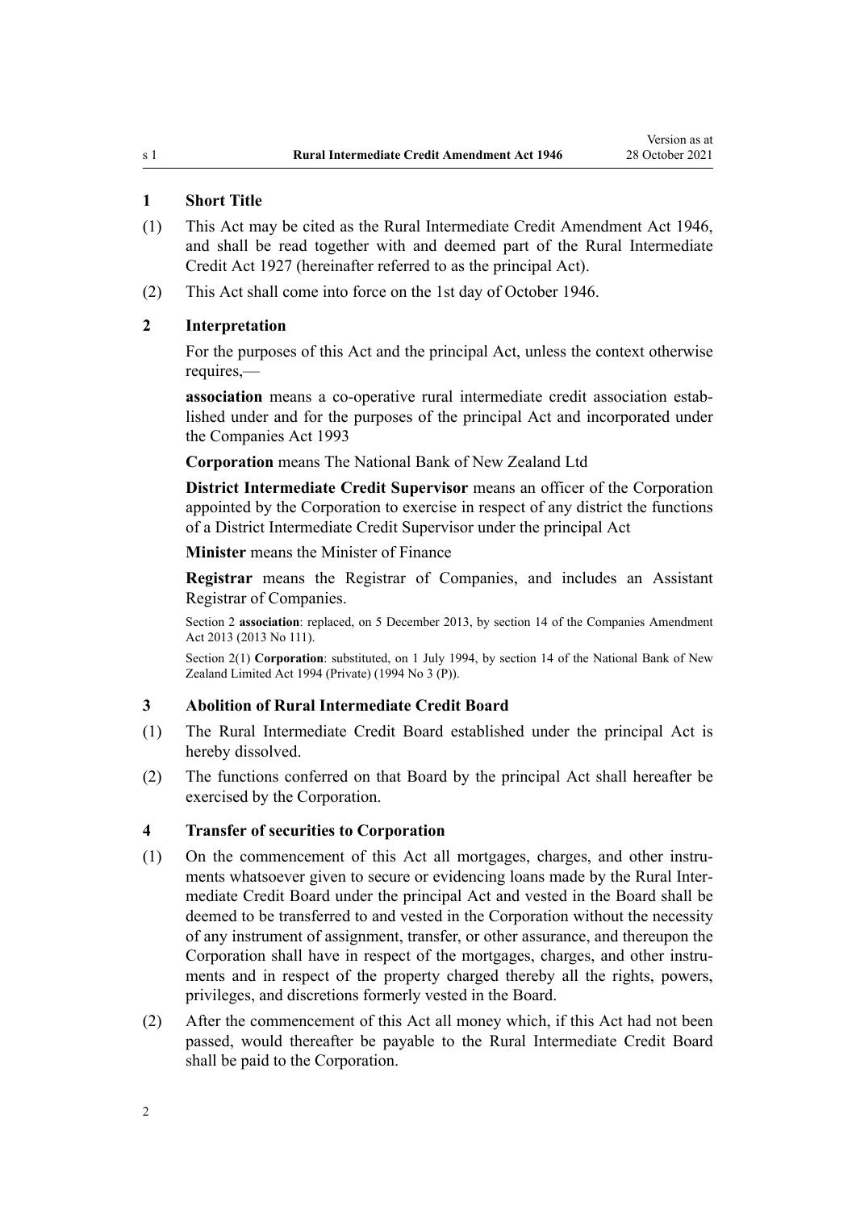## 1 Short Title

(1) This Act may be cited as the Rural Intermediate Credit Amendment Act 1946, and shall be read together with and deemed part of the Rural Intermediate Credit Act 1927 (hereinafter referred to as the principal Act).

(2) This Act shall come into force on the 1st day of October 1946.

## 2 Interpretation

For the purposes of this Act and the principal Act, unless the context otherwise requires,—

**association** means a co-operative rural intermediate credit association established under and for the purposes of the principal Act and incorporated under the Companies Act 1993

**Corporation** means The National Bank of New Zealand Ltd

**District Intermediate Credit Supervisor** means an officer of the Corporation appointed by the Corporation to exercise in respect of any district the functions of a District Intermediate Credit Supervisor under the principal Act

**Minister** means the Minister of Finance

**Registrar** means the Registrar of Companies, and includes an Assistant Registrar of Companies.

Section 2 **association**: replaced, on 5 December 2013, by section 14 of the Companies Amendment Act 2013 (2013 No 111).

Section 2(1) **Corporation**: substituted, on 1 July 1994, by section 14 of the National Bank of New Zealand Limited Act 1994 (Private) (1994 No 3 (P)).

## 3 Abolition of Rural Intermediate Credit Board

(1) The Rural Intermediate Credit Board established under the principal Act is hereby dissolved.

(2) The functions conferred on that Board by the principal Act shall hereafter be exercised by the Corporation.

## 4 Transfer of securities to Corporation

(1) On the commencement of this Act all mortgages, charges, and other instruments whatsoever given to secure or evidencing loans made by the Rural Intermediate Credit Board under the principal Act and vested in the Board shall be deemed to be transferred to and vested in the Corporation without the necessity of any instrument of assignment, transfer, or other assurance, and thereupon the Corporation shall have in respect of the mortgages, charges, and other instruments and in respect of the property charged thereby all the rights, powers, privileges, and discretions formerly vested in the Board.

(2) After the commencement of this Act all money which, if this Act had not been passed, would thereafter be payable to the Rural Intermediate Credit Board shall be paid to the Corporation.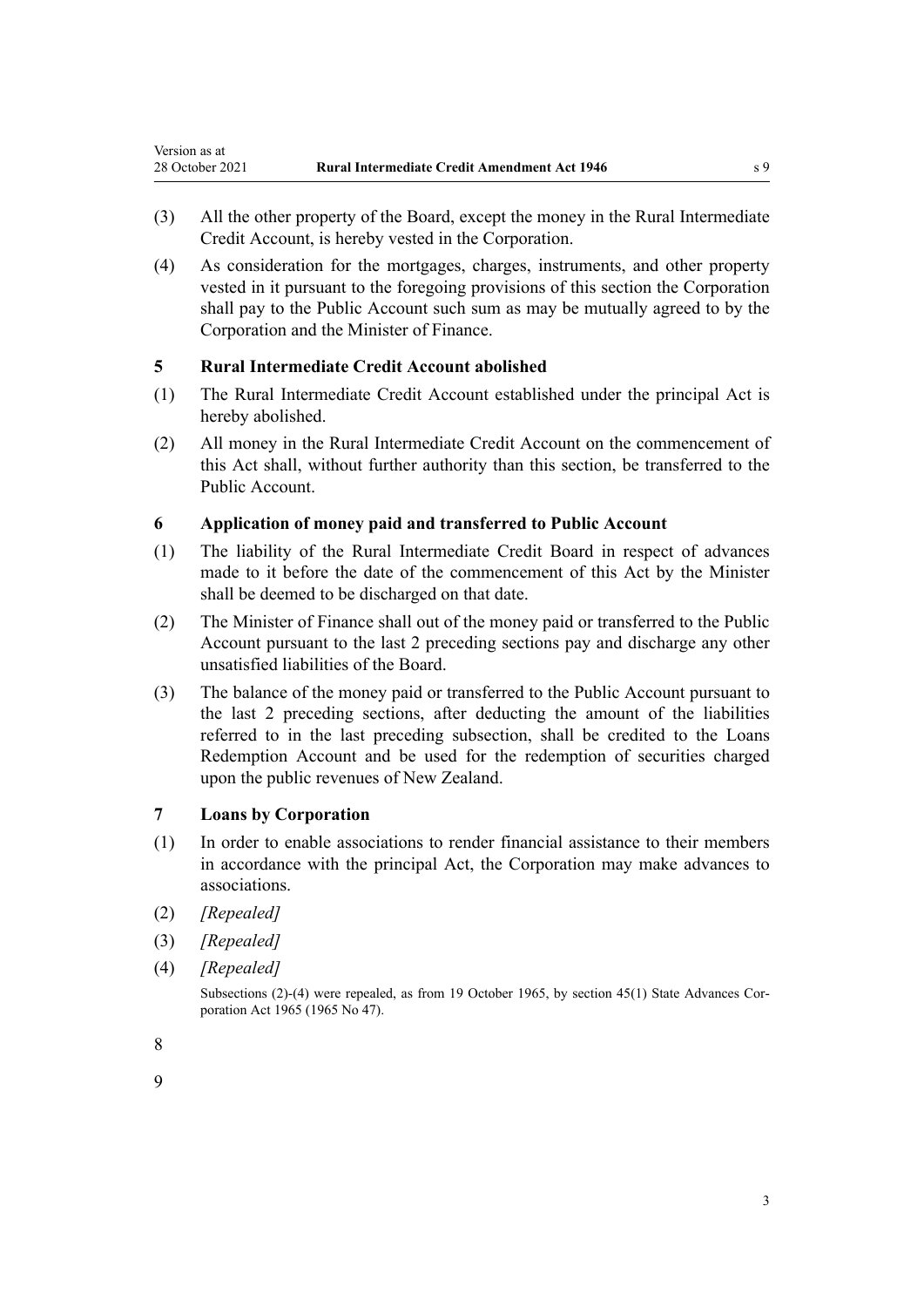(3) All the other property of the Board, except the money in the Rural Intermediate Credit Account, is hereby vested in the Corporation.

(4) As consideration for the mortgages, charges, instruments, and other property vested in it pursuant to the foregoing provisions of this section the Corporation shall pay to the Public Account such sum as may be mutually agreed to by the Corporation and the Minister of Finance.

### 5 Rural Intermediate Credit Account abolished

(1) The Rural Intermediate Credit Account established under the principal Act is hereby abolished.

(2) All money in the Rural Intermediate Credit Account on the commencement of this Act shall, without further authority than this section, be transferred to the Public Account.

### 6 Application of money paid and transferred to Public Account

(1) The liability of the Rural Intermediate Credit Board in respect of advances made to it before the date of the commencement of this Act by the Minister shall be deemed to be discharged on that date.

(2) The Minister of Finance shall out of the money paid or transferred to the Public Account pursuant to the last 2 preceding sections pay and discharge any other unsatisfied liabilities of the Board.

(3) The balance of the money paid or transferred to the Public Account pursuant to the last 2 preceding sections, after deducting the amount of the liabilities referred to in the last preceding subsection, shall be credited to the Loans Redemption Account and be used for the redemption of securities charged upon the public revenues of New Zealand.

### 7 Loans by Corporation

(1) In order to enable associations to render financial assistance to their members in accordance with the principal Act, the Corporation may make advances to associations.

(2) *[Repealed]*

(3) *[Repealed]*

(4) *[Repealed]*

Subsections (2)-(4) were repealed, as from 19 October 1965, by section 45(1) State Advances Corporation Act 1965 (1965 No 47).

8

9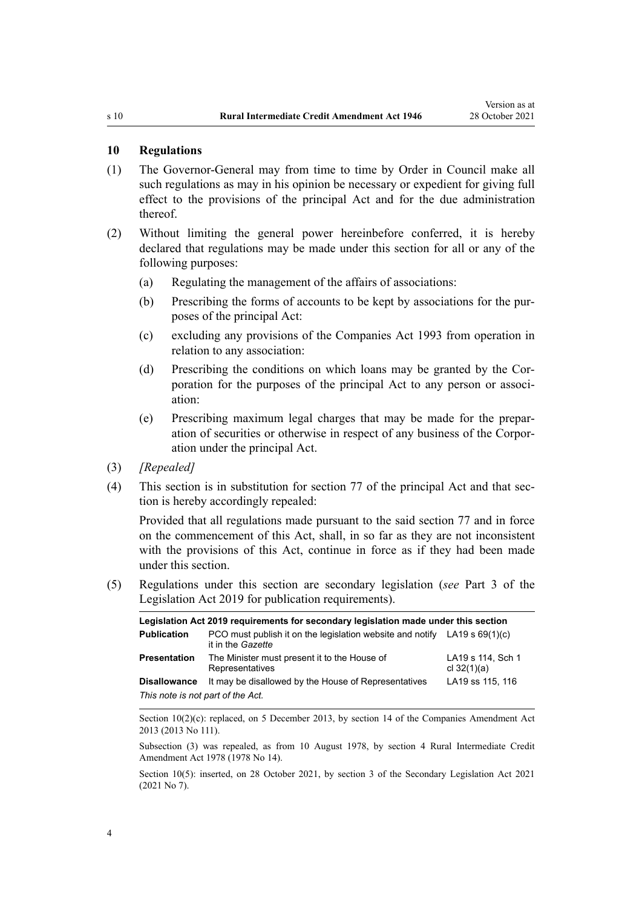## 10 Regulations

(1) The Governor-General may from time to time by Order in Council make all such regulations as may in his opinion be necessary or expedient for giving full effect to the provisions of the principal Act and for the due administration thereof.

(2) Without limiting the general power hereinbefore conferred, it is hereby declared that regulations may be made under this section for all or any of the following purposes:

  (a) Regulating the management of the affairs of associations:

  (b) Prescribing the forms of accounts to be kept by associations for the purposes of the principal Act:

  (c) excluding any provisions of the Companies Act 1993 from operation in relation to any association:

  (d) Prescribing the conditions on which loans may be granted by the Corporation for the purposes of the principal Act to any person or association:

  (e) Prescribing maximum legal charges that may be made for the preparation of securities or otherwise in respect of any business of the Corporation under the principal Act.

(3) *[Repealed]*

(4) This section is in substitution for section 77 of the principal Act and that section is hereby accordingly repealed:

Provided that all regulations made pursuant to the said section 77 and in force on the commencement of this Act, shall, in so far as they are not inconsistent with the provisions of this Act, continue in force as if they had been made under this section.

(5) Regulations under this section are secondary legislation (*see* Part 3 of the Legislation Act 2019 for publication requirements).

| **Legislation Act 2019 requirements for secondary legislation made under this section** | | |
|---|---|---|
| **Publication** | PCO must publish it on the legislation website and notify it in the *Gazette* | LA19 s 69(1)(c) |
| **Presentation** | The Minister must present it to the House of Representatives | LA19 s 114, Sch 1 cl 32(1)(a) |
| **Disallowance** | It may be disallowed by the House of Representatives | LA19 ss 115, 116 |
| *This note is not part of the Act.* | | |

Section 10(2)(c): replaced, on 5 December 2013, by section 14 of the Companies Amendment Act 2013 (2013 No 111).

Subsection (3) was repealed, as from 10 August 1978, by section 4 Rural Intermediate Credit Amendment Act 1978 (1978 No 14).

Section 10(5): inserted, on 28 October 2021, by section 3 of the Secondary Legislation Act 2021 (2021 No 7).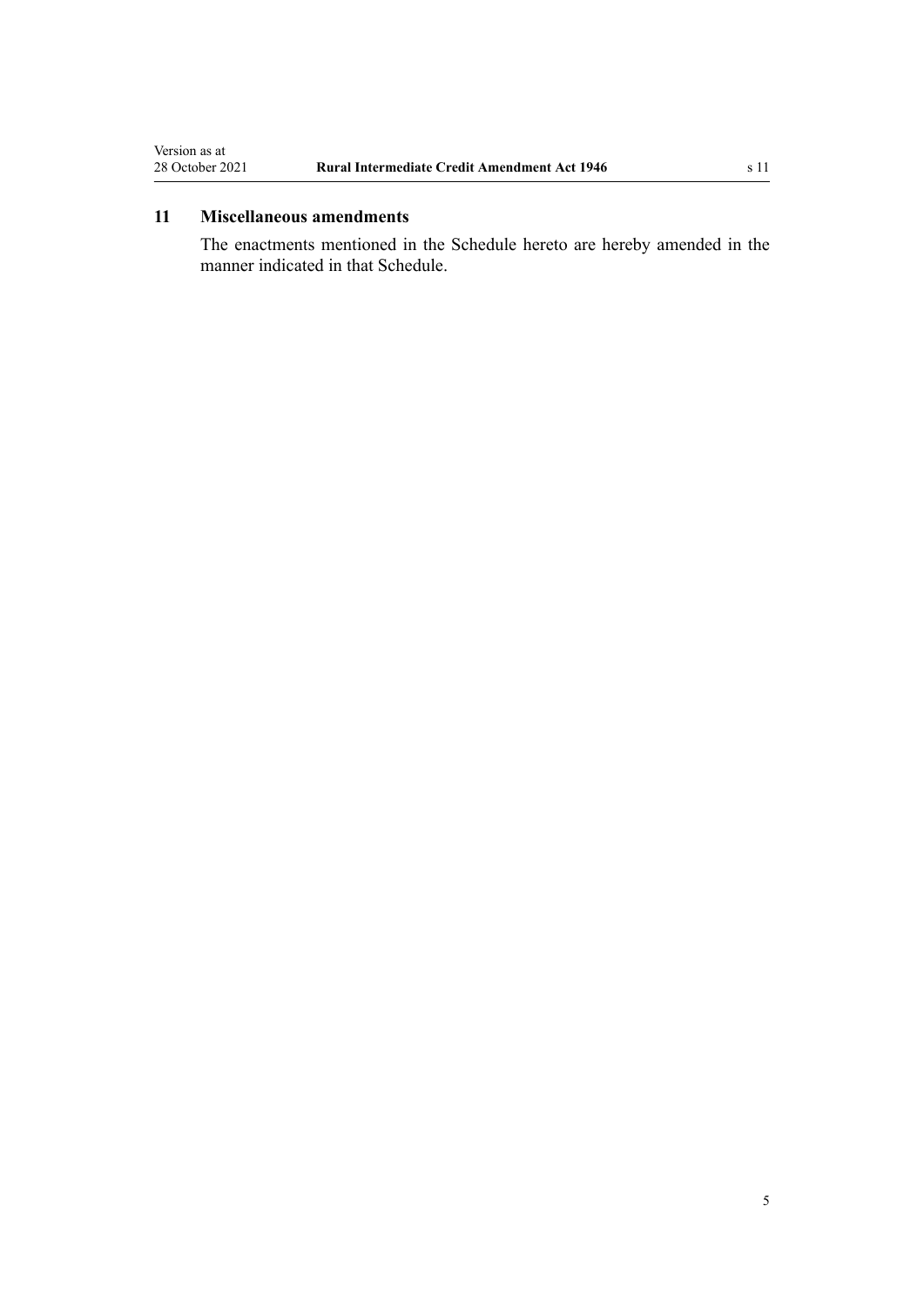## 11 Miscellaneous amendments

The enactments mentioned in the Schedule hereto are hereby amended in the manner indicated in that Schedule.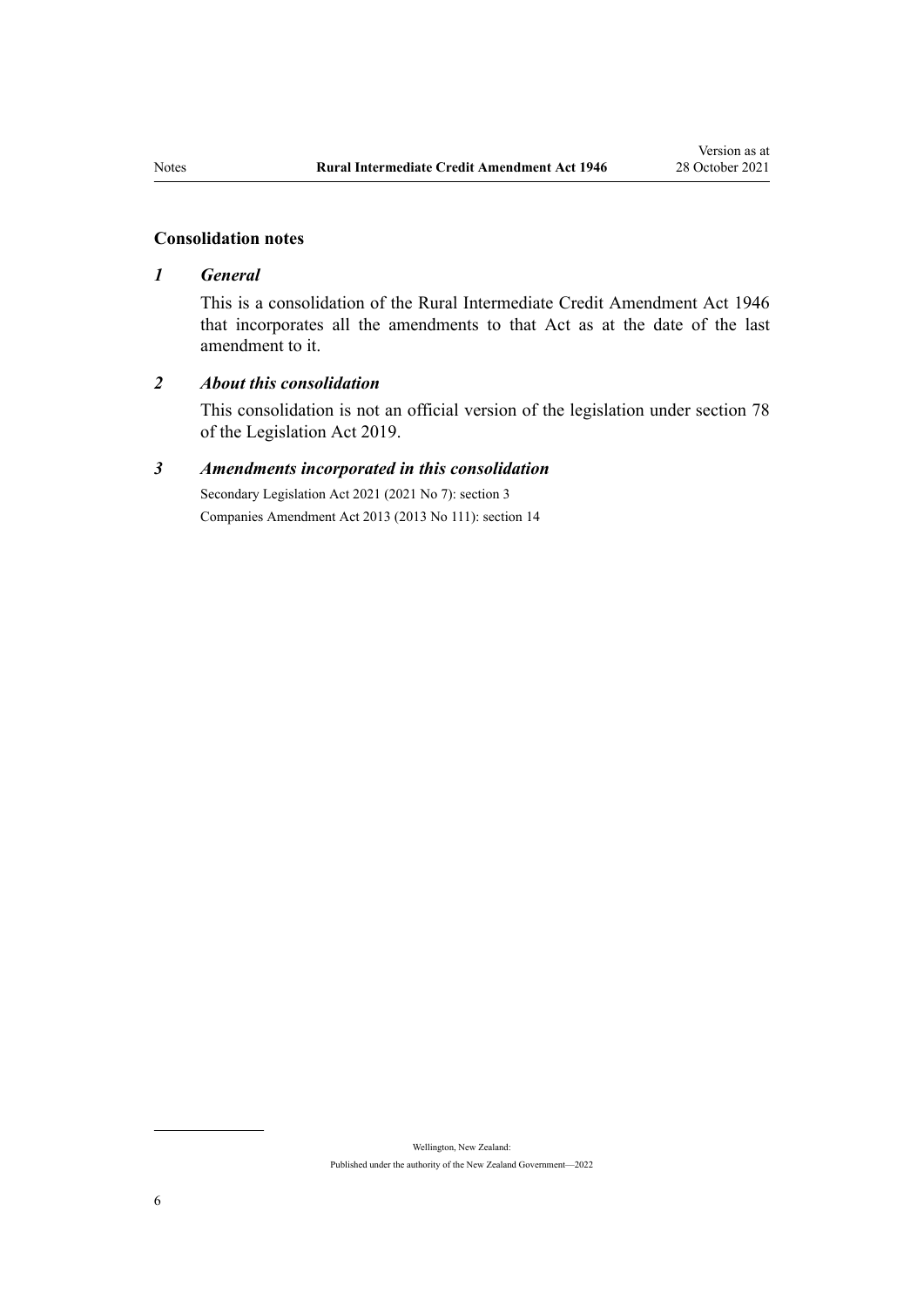## Consolidation notes

### *1 General*

This is a consolidation of the Rural Intermediate Credit Amendment Act 1946 that incorporates all the amendments to that Act as at the date of the last amendment to it.

### *2 About this consolidation*

This consolidation is not an official version of the legislation under section 78 of the Legislation Act 2019.

### *3 Amendments incorporated in this consolidation*

Secondary Legislation Act 2021 (2021 No 7): section 3

Companies Amendment Act 2013 (2013 No 111): section 14

Wellington, New Zealand:

Published under the authority of the New Zealand Government—2022